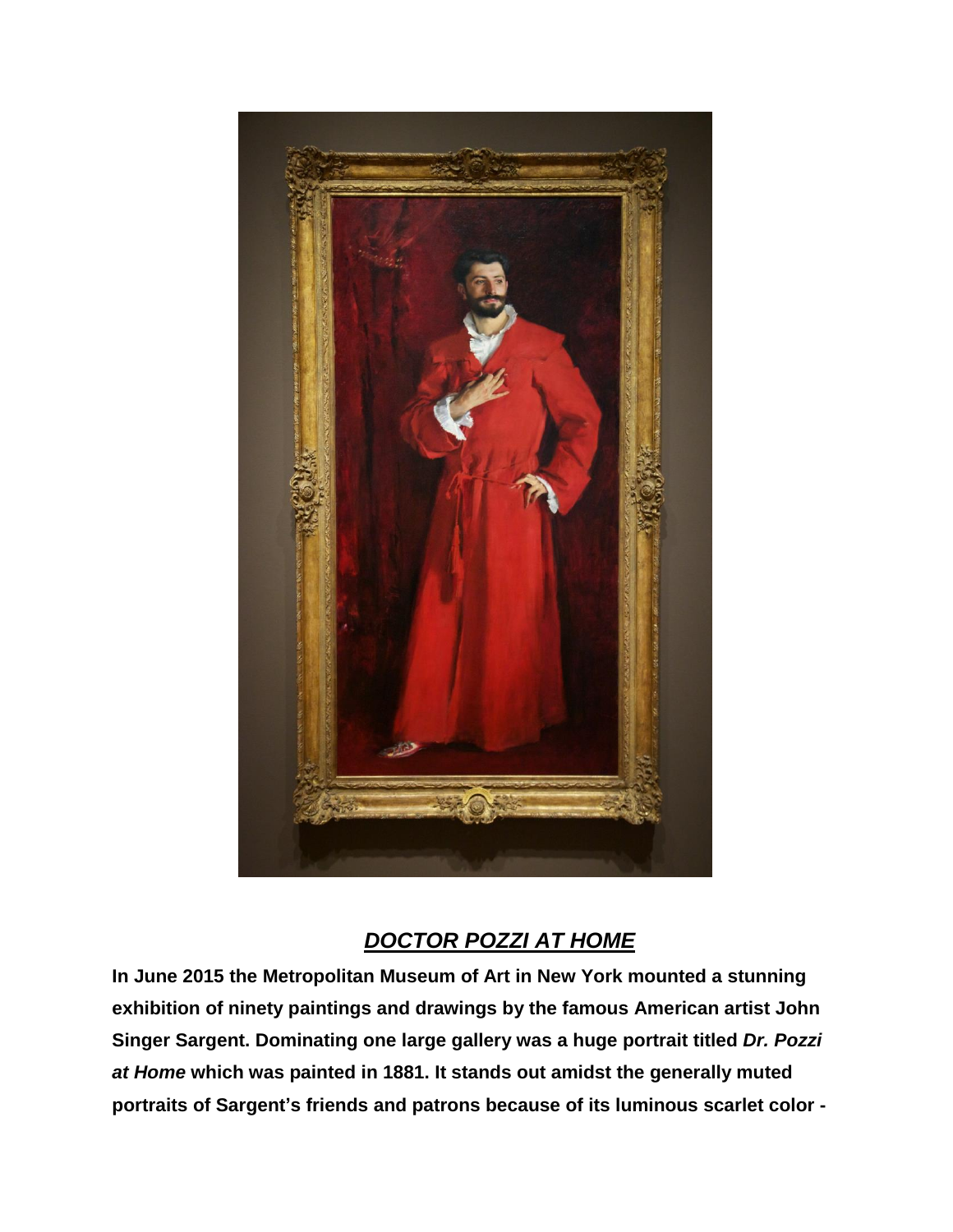## ***DOCTOR POZZI AT HOME***

**In June 2015 the Metropolitan Museum of Art in New York mounted a stunning exhibition of ninety paintings and drawings by the famous American artist John Singer Sargent. Dominating one large gallery was a huge portrait titled *Dr. Pozzi at Home* which was painted in 1881. It stands out amidst the generally muted portraits of Sargent's friends and patrons because of its luminous scarlet color -**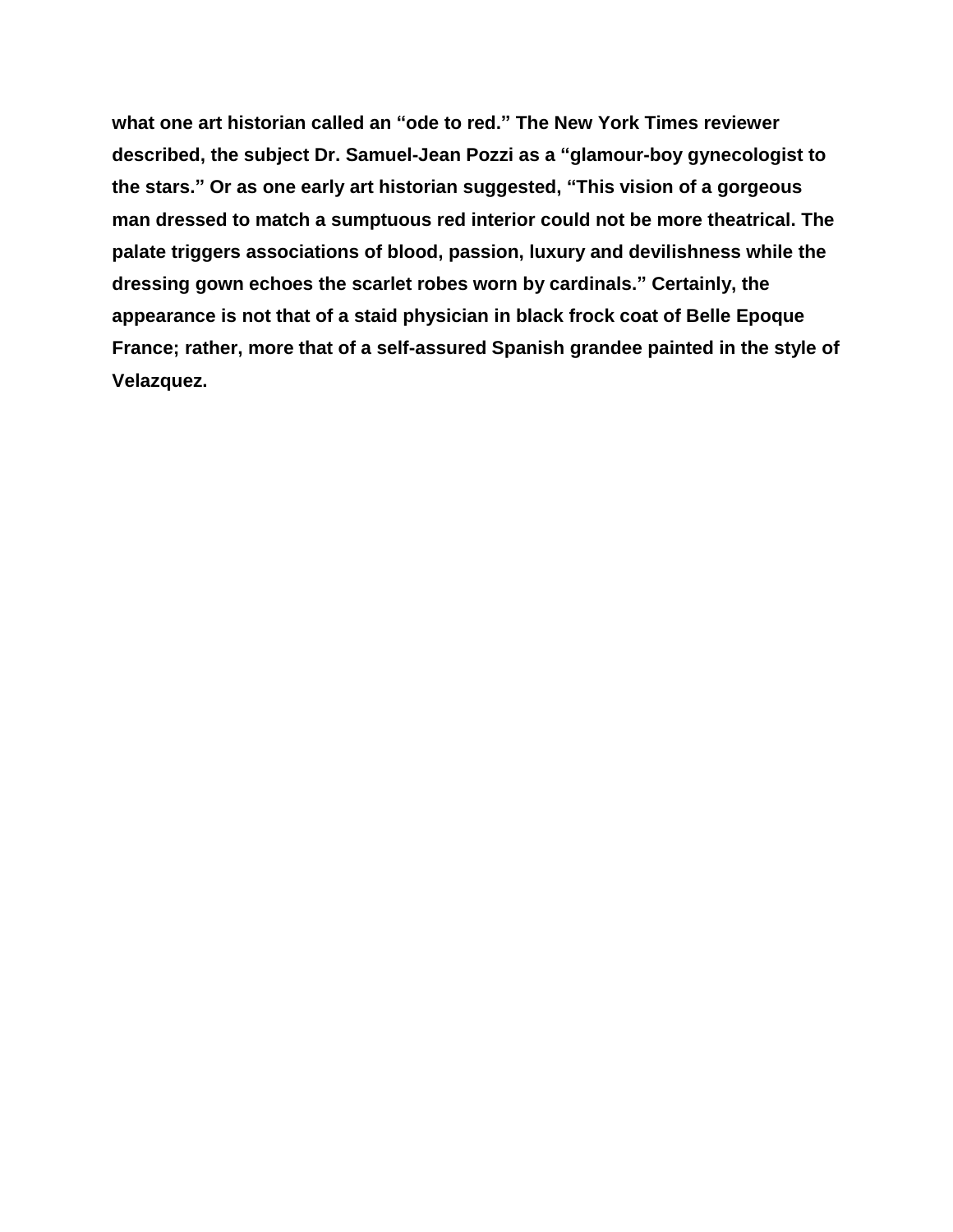**what one art historian called an "ode to red." The New York Times reviewer described, the subject Dr. Samuel-Jean Pozzi as a "glamour-boy gynecologist to the stars." Or as one early art historian suggested, "This vision of a gorgeous man dressed to match a sumptuous red interior could not be more theatrical. The palate triggers associations of blood, passion, luxury and devilishness while the dressing gown echoes the scarlet robes worn by cardinals." Certainly, the appearance is not that of a staid physician in black frock coat of Belle Epoque France; rather, more that of a self-assured Spanish grandee painted in the style of Velazquez.**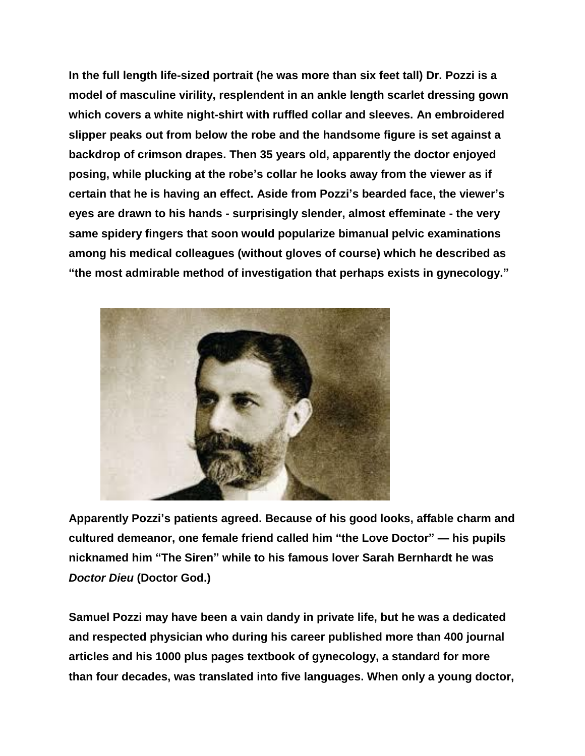**In the full length life-sized portrait (he was more than six feet tall) Dr. Pozzi is a model of masculine virility, resplendent in an ankle length scarlet dressing gown which covers a white night-shirt with ruffled collar and sleeves. An embroidered slipper peaks out from below the robe and the handsome figure is set against a backdrop of crimson drapes. Then 35 years old, apparently the doctor enjoyed posing, while plucking at the robe's collar he looks away from the viewer as if certain that he is having an effect. Aside from Pozzi's bearded face, the viewer's eyes are drawn to his hands - surprisingly slender, almost effeminate - the very same spidery fingers that soon would popularize bimanual pelvic examinations among his medical colleagues (without gloves of course) which he described as "the most admirable method of investigation that perhaps exists in gynecology."**

**Apparently Pozzi's patients agreed. Because of his good looks, affable charm and cultured demeanor, one female friend called him "the Love Doctor" — his pupils nicknamed him "The Siren" while to his famous lover Sarah Bernhardt he was *Doctor Dieu* (Doctor God.)**

**Samuel Pozzi may have been a vain dandy in private life, but he was a dedicated and respected physician who during his career published more than 400 journal articles and his 1000 plus pages textbook of gynecology, a standard for more than four decades, was translated into five languages. When only a young doctor,**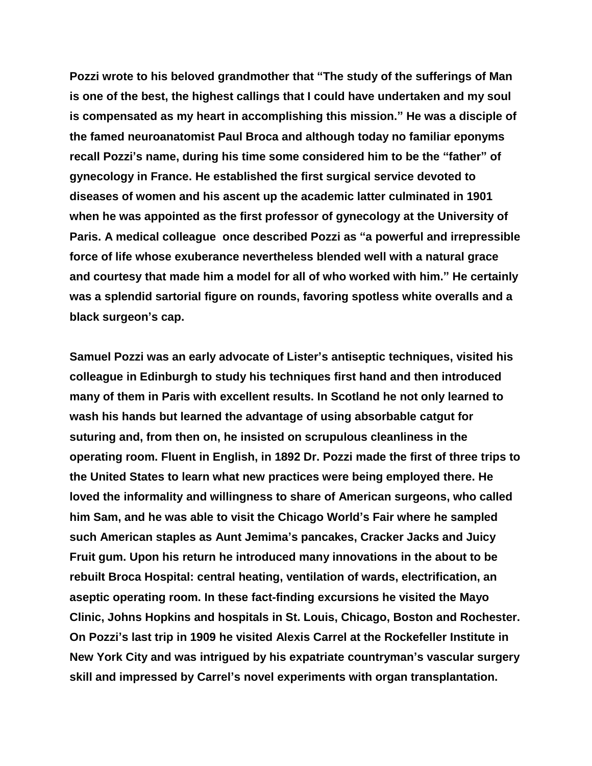**Pozzi wrote to his beloved grandmother that "The study of the sufferings of Man is one of the best, the highest callings that I could have undertaken and my soul is compensated as my heart in accomplishing this mission." He was a disciple of the famed neuroanatomist Paul Broca and although today no familiar eponyms recall Pozzi's name, during his time some considered him to be the "father" of gynecology in France. He established the first surgical service devoted to diseases of women and his ascent up the academic latter culminated in 1901 when he was appointed as the first professor of gynecology at the University of Paris. A medical colleague once described Pozzi as "a powerful and irrepressible force of life whose exuberance nevertheless blended well with a natural grace and courtesy that made him a model for all of who worked with him." He certainly was a splendid sartorial figure on rounds, favoring spotless white overalls and a black surgeon's cap.**

**Samuel Pozzi was an early advocate of Lister's antiseptic techniques, visited his colleague in Edinburgh to study his techniques first hand and then introduced many of them in Paris with excellent results. In Scotland he not only learned to wash his hands but learned the advantage of using absorbable catgut for suturing and, from then on, he insisted on scrupulous cleanliness in the operating room. Fluent in English, in 1892 Dr. Pozzi made the first of three trips to the United States to learn what new practices were being employed there. He loved the informality and willingness to share of American surgeons, who called him Sam, and he was able to visit the Chicago World's Fair where he sampled such American staples as Aunt Jemima's pancakes, Cracker Jacks and Juicy Fruit gum. Upon his return he introduced many innovations in the about to be rebuilt Broca Hospital: central heating, ventilation of wards, electrification, an aseptic operating room. In these fact-finding excursions he visited the Mayo Clinic, Johns Hopkins and hospitals in St. Louis, Chicago, Boston and Rochester. On Pozzi's last trip in 1909 he visited Alexis Carrel at the Rockefeller Institute in New York City and was intrigued by his expatriate countryman's vascular surgery skill and impressed by Carrel's novel experiments with organ transplantation.**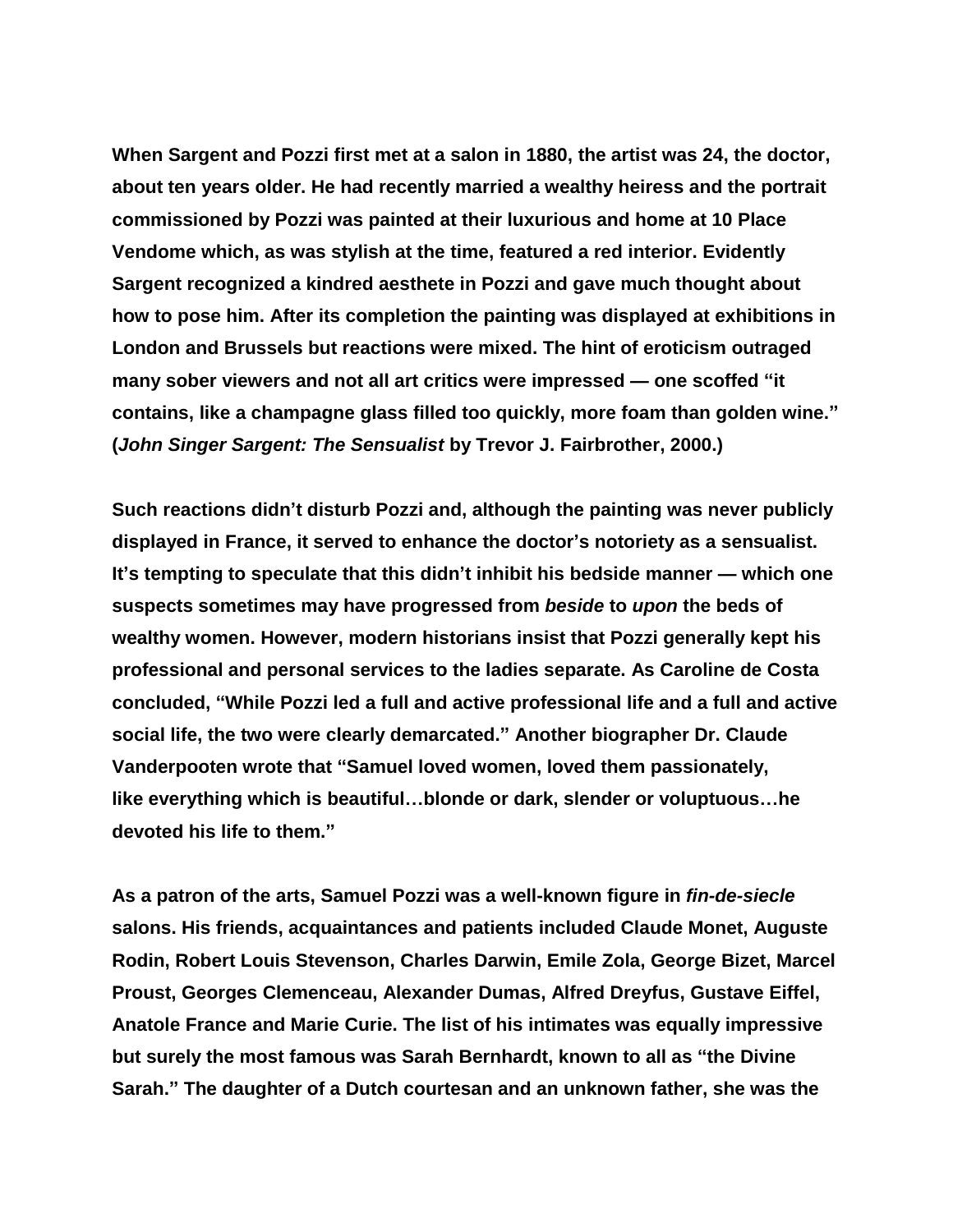When Sargent and Pozzi first met at a salon in 1880, the artist was 24, the doctor, about ten years older. He had recently married a wealthy heiress and the portrait commissioned by Pozzi was painted at their luxurious and home at 10 Place Vendome which, as was stylish at the time, featured a red interior. Evidently Sargent recognized a kindred aesthete in Pozzi and gave much thought about how to pose him. After its completion the painting was displayed at exhibitions in London and Brussels but reactions were mixed. The hint of eroticism outraged many sober viewers and not all art critics were impressed — one scoffed "it contains, like a champagne glass filled too quickly, more foam than golden wine." (*John Singer Sargent: The Sensualist* by Trevor J. Fairbrother, 2000.)

Such reactions didn't disturb Pozzi and, although the painting was never publicly displayed in France, it served to enhance the doctor's notoriety as a sensualist. It's tempting to speculate that this didn't inhibit his bedside manner — which one suspects sometimes may have progressed from *beside* to *upon* the beds of wealthy women. However, modern historians insist that Pozzi generally kept his professional and personal services to the ladies separate. As Caroline de Costa concluded, "While Pozzi led a full and active professional life and a full and active social life, the two were clearly demarcated." Another biographer Dr. Claude Vanderpooten wrote that "Samuel loved women, loved them passionately, like everything which is beautiful…blonde or dark, slender or voluptuous…he devoted his life to them."

As a patron of the arts, Samuel Pozzi was a well-known figure in *fin-de-siecle* salons. His friends, acquaintances and patients included Claude Monet, Auguste Rodin, Robert Louis Stevenson, Charles Darwin, Emile Zola, George Bizet, Marcel Proust, Georges Clemenceau, Alexander Dumas, Alfred Dreyfus, Gustave Eiffel, Anatole France and Marie Curie. The list of his intimates was equally impressive but surely the most famous was Sarah Bernhardt, known to all as "the Divine Sarah." The daughter of a Dutch courtesan and an unknown father, she was the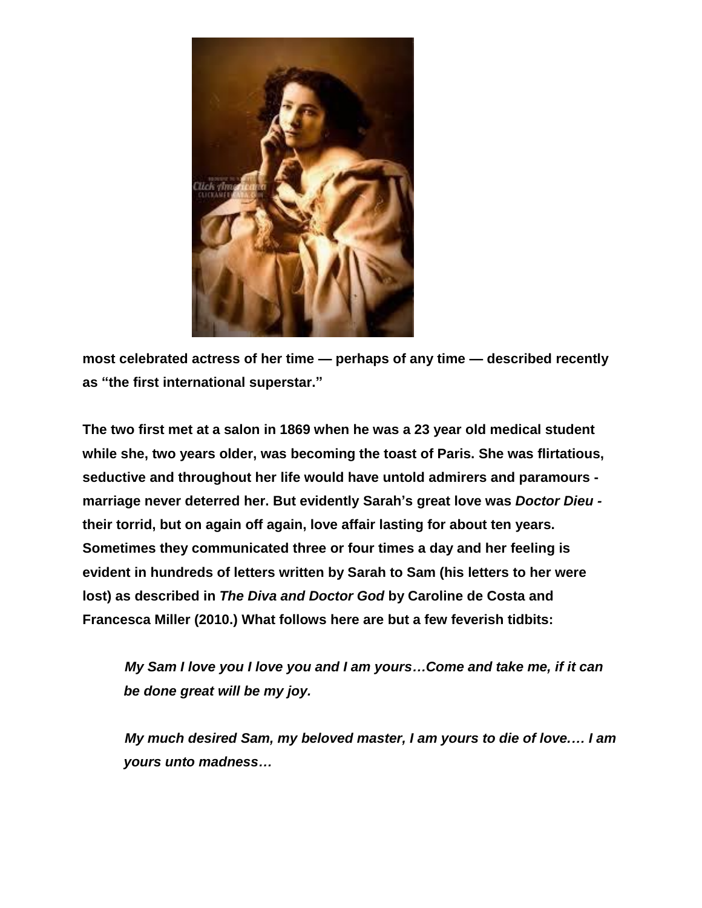**most celebrated actress of her time — perhaps of any time — described recently as "the first international superstar."**

**The two first met at a salon in 1869 when he was a 23 year old medical student while she, two years older, was becoming the toast of Paris. She was flirtatious, seductive and throughout her life would have untold admirers and paramours - marriage never deterred her. But evidently Sarah's great love was *Doctor Dieu* - their torrid, but on again off again, love affair lasting for about ten years. Sometimes they communicated three or four times a day and her feeling is evident in hundreds of letters written by Sarah to Sam (his letters to her were lost) as described in *The Diva and Doctor God* by Caroline de Costa and Francesca Miller (2010.) What follows here are but a few feverish tidbits:**

> ***My Sam I love you I love you and I am yours…Come and take me, if it can be done great will be my joy.***
>
> ***My much desired Sam, my beloved master, I am yours to die of love…. I am yours unto madness…***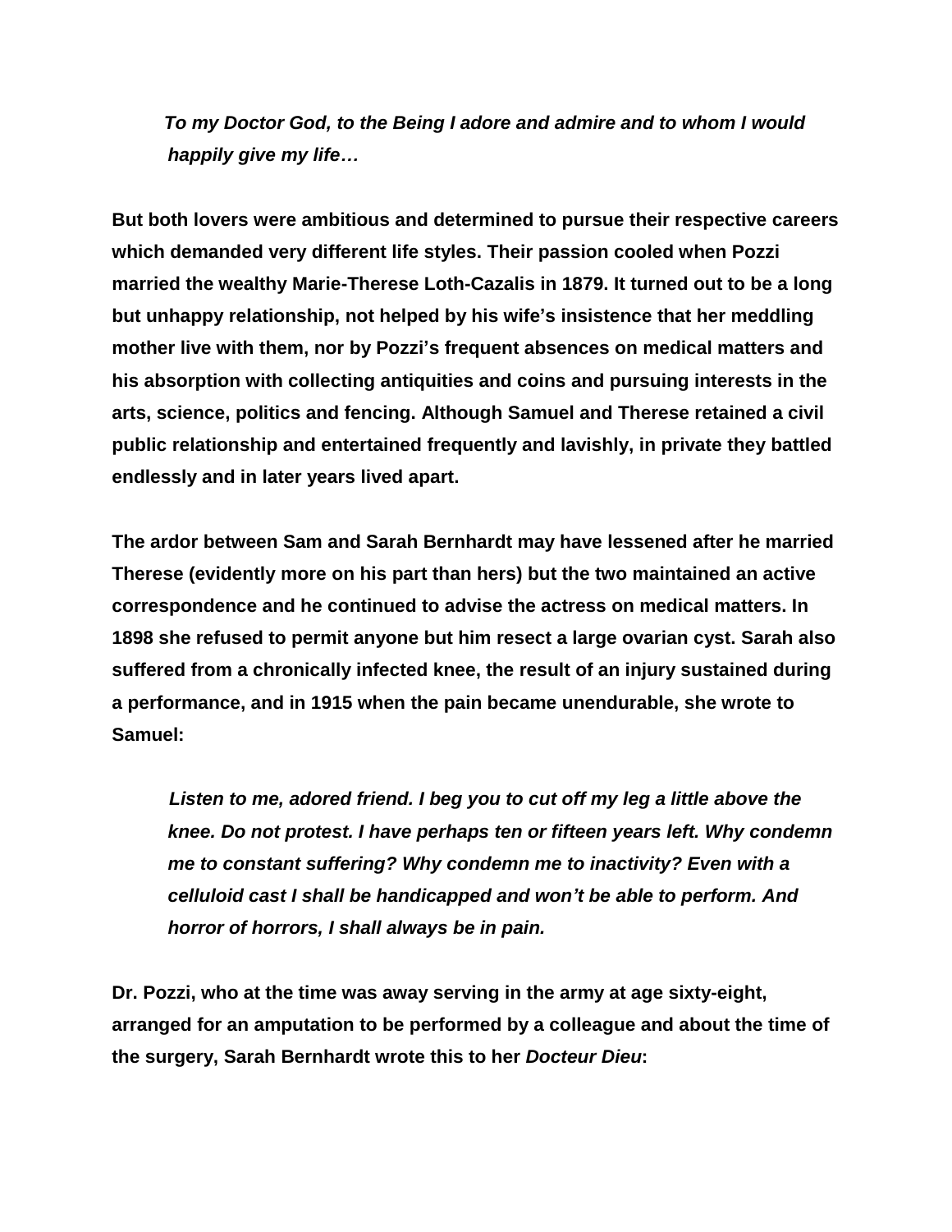> ***To my Doctor God, to the Being I adore and admire and to whom I would happily give my life…***

**But both lovers were ambitious and determined to pursue their respective careers which demanded very different life styles. Their passion cooled when Pozzi married the wealthy Marie-Therese Loth-Cazalis in 1879. It turned out to be a long but unhappy relationship, not helped by his wife's insistence that her meddling mother live with them, nor by Pozzi's frequent absences on medical matters and his absorption with collecting antiquities and coins and pursuing interests in the arts, science, politics and fencing. Although Samuel and Therese retained a civil public relationship and entertained frequently and lavishly, in private they battled endlessly and in later years lived apart.**

**The ardor between Sam and Sarah Bernhardt may have lessened after he married Therese (evidently more on his part than hers) but the two maintained an active correspondence and he continued to advise the actress on medical matters. In 1898 she refused to permit anyone but him resect a large ovarian cyst. Sarah also suffered from a chronically infected knee, the result of an injury sustained during a performance, and in 1915 when the pain became unendurable, she wrote to Samuel:**

> ***Listen to me, adored friend. I beg you to cut off my leg a little above the knee. Do not protest. I have perhaps ten or fifteen years left. Why condemn me to constant suffering? Why condemn me to inactivity? Even with a celluloid cast I shall be handicapped and won't be able to perform. And horror of horrors, I shall always be in pain.***

**Dr. Pozzi, who at the time was away serving in the army at age sixty-eight, arranged for an amputation to be performed by a colleague and about the time of the surgery, Sarah Bernhardt wrote this to her *Docteur Dieu*:**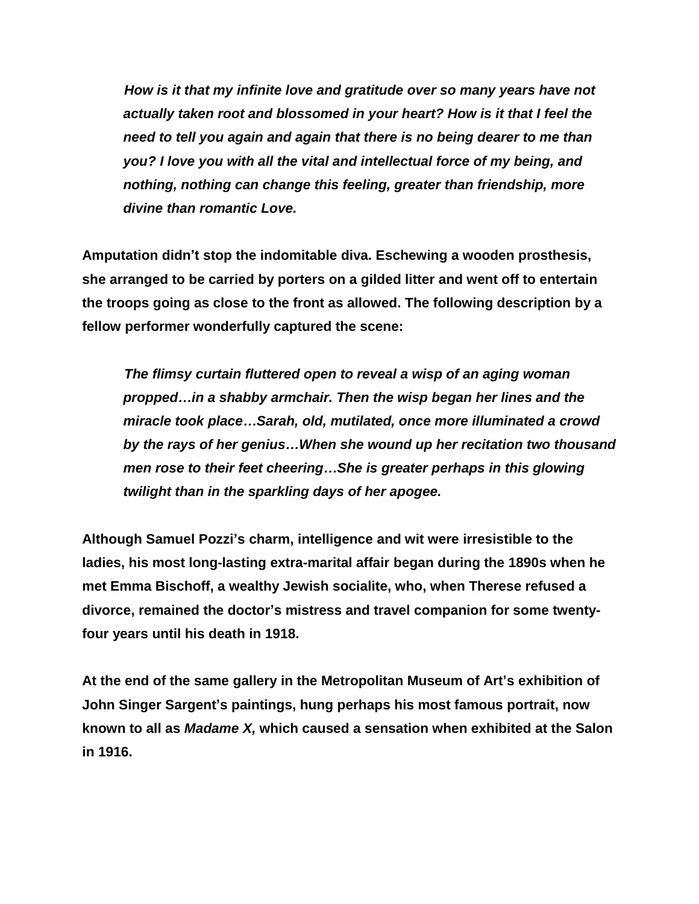> *How is it that my infinite love and gratitude over so many years have not actually taken root and blossomed in your heart? How is it that I feel the need to tell you again and again that there is no being dearer to me than you? I love you with all the vital and intellectual force of my being, and nothing, nothing can change this feeling, greater than friendship, more divine than romantic Love.*

**Amputation didn't stop the indomitable diva. Eschewing a wooden prosthesis, she arranged to be carried by porters on a gilded litter and went off to entertain the troops going as close to the front as allowed. The following description by a fellow performer wonderfully captured the scene:**

> *The flimsy curtain fluttered open to reveal a wisp of an aging woman propped…in a shabby armchair. Then the wisp began her lines and the miracle took place…Sarah, old, mutilated, once more illuminated a crowd by the rays of her genius…When she wound up her recitation two thousand men rose to their feet cheering…She is greater perhaps in this glowing twilight than in the sparkling days of her apogee.*

**Although Samuel Pozzi's charm, intelligence and wit were irresistible to the ladies, his most long-lasting extra-marital affair began during the 1890s when he met Emma Bischoff, a wealthy Jewish socialite, who, when Therese refused a divorce, remained the doctor's mistress and travel companion for some twenty-four years until his death in 1918.**

**At the end of the same gallery in the Metropolitan Museum of Art's exhibition of John Singer Sargent's paintings, hung perhaps his most famous portrait, now known to all as *Madame X,* which caused a sensation when exhibited at the Salon in 1916.**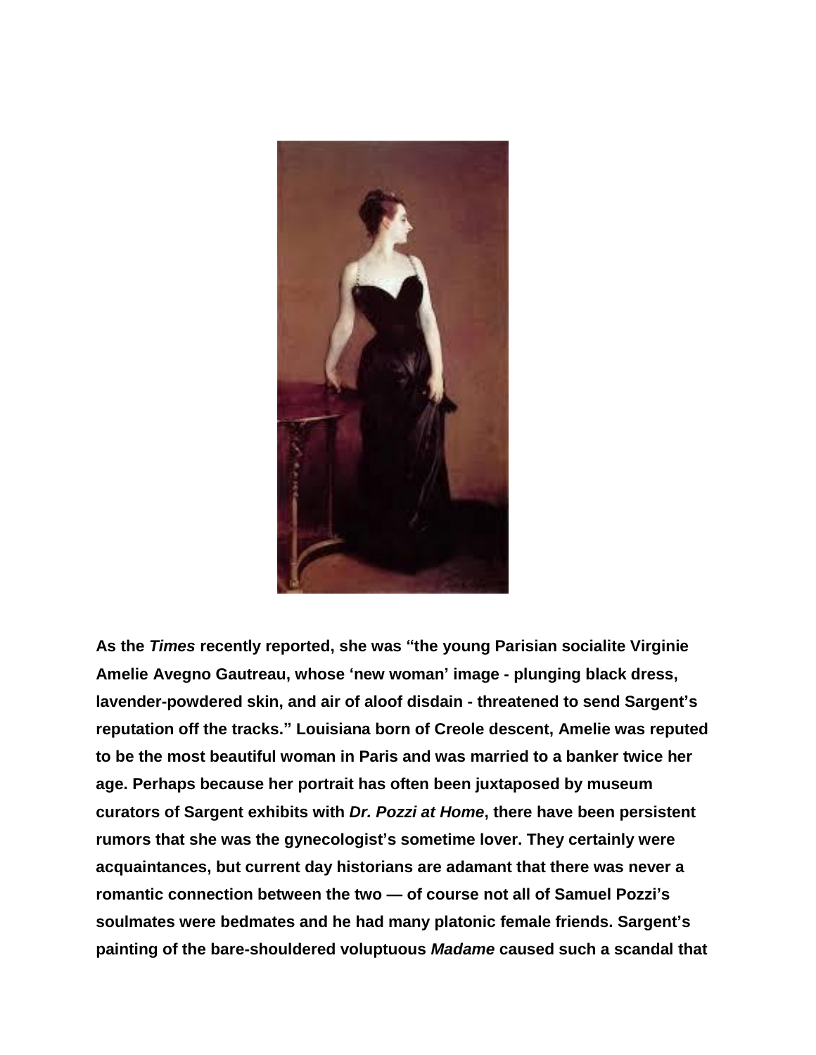**As the *Times* recently reported, she was "the young Parisian socialite Virginie Amelie Avegno Gautreau, whose 'new woman' image - plunging black dress, lavender-powdered skin, and air of aloof disdain - threatened to send Sargent's reputation off the tracks." Louisiana born of Creole descent, Amelie was reputed to be the most beautiful woman in Paris and was married to a banker twice her age. Perhaps because her portrait has often been juxtaposed by museum curators of Sargent exhibits with *Dr. Pozzi at Home*, there have been persistent rumors that she was the gynecologist's sometime lover. They certainly were acquaintances, but current day historians are adamant that there was never a romantic connection between the two — of course not all of Samuel Pozzi's soulmates were bedmates and he had many platonic female friends. Sargent's painting of the bare-shouldered voluptuous *Madame* caused such a scandal that**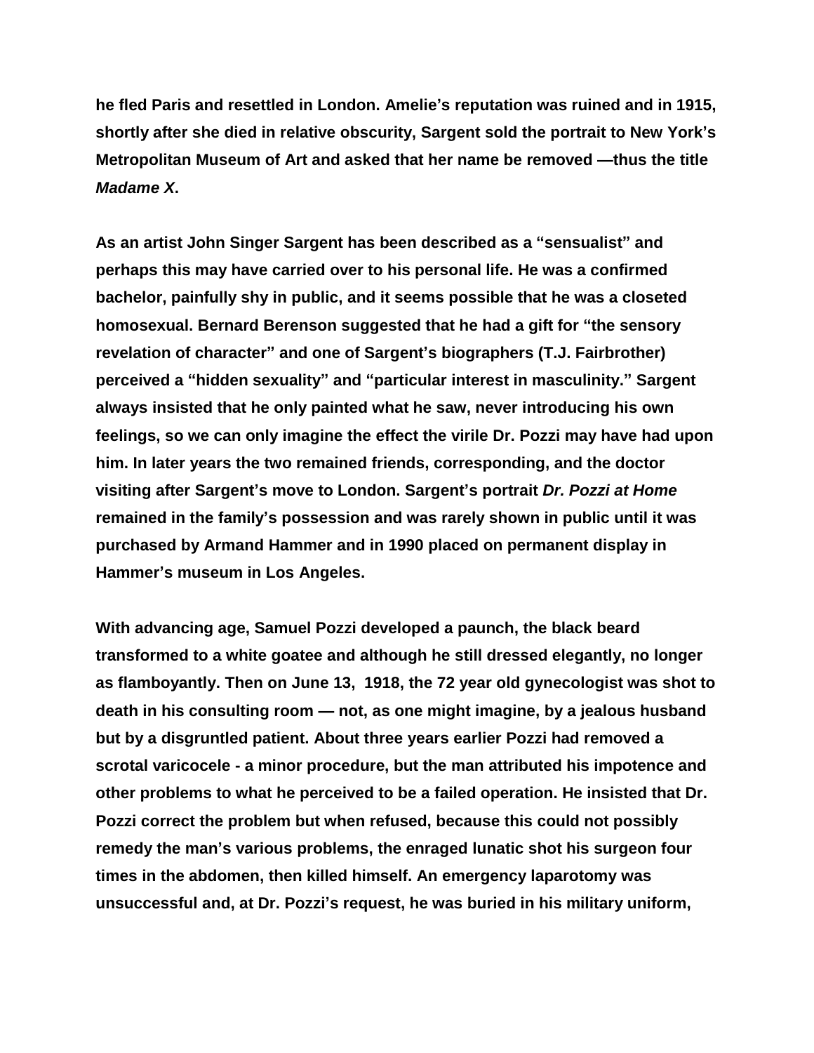**he fled Paris and resettled in London. Amelie's reputation was ruined and in 1915, shortly after she died in relative obscurity, Sargent sold the portrait to New York's Metropolitan Museum of Art and asked that her name be removed —thus the title *Madame X*.**

**As an artist John Singer Sargent has been described as a "sensualist" and perhaps this may have carried over to his personal life. He was a confirmed bachelor, painfully shy in public, and it seems possible that he was a closeted homosexual. Bernard Berenson suggested that he had a gift for "the sensory revelation of character" and one of Sargent's biographers (T.J. Fairbrother) perceived a "hidden sexuality" and "particular interest in masculinity." Sargent always insisted that he only painted what he saw, never introducing his own feelings, so we can only imagine the effect the virile Dr. Pozzi may have had upon him. In later years the two remained friends, corresponding, and the doctor visiting after Sargent's move to London. Sargent's portrait *Dr. Pozzi at Home* remained in the family's possession and was rarely shown in public until it was purchased by Armand Hammer and in 1990 placed on permanent display in Hammer's museum in Los Angeles.**

**With advancing age, Samuel Pozzi developed a paunch, the black beard transformed to a white goatee and although he still dressed elegantly, no longer as flamboyantly. Then on June 13, 1918, the 72 year old gynecologist was shot to death in his consulting room — not, as one might imagine, by a jealous husband but by a disgruntled patient. About three years earlier Pozzi had removed a scrotal varicocele - a minor procedure, but the man attributed his impotence and other problems to what he perceived to be a failed operation. He insisted that Dr. Pozzi correct the problem but when refused, because this could not possibly remedy the man's various problems, the enraged lunatic shot his surgeon four times in the abdomen, then killed himself. An emergency laparotomy was unsuccessful and, at Dr. Pozzi's request, he was buried in his military uniform,**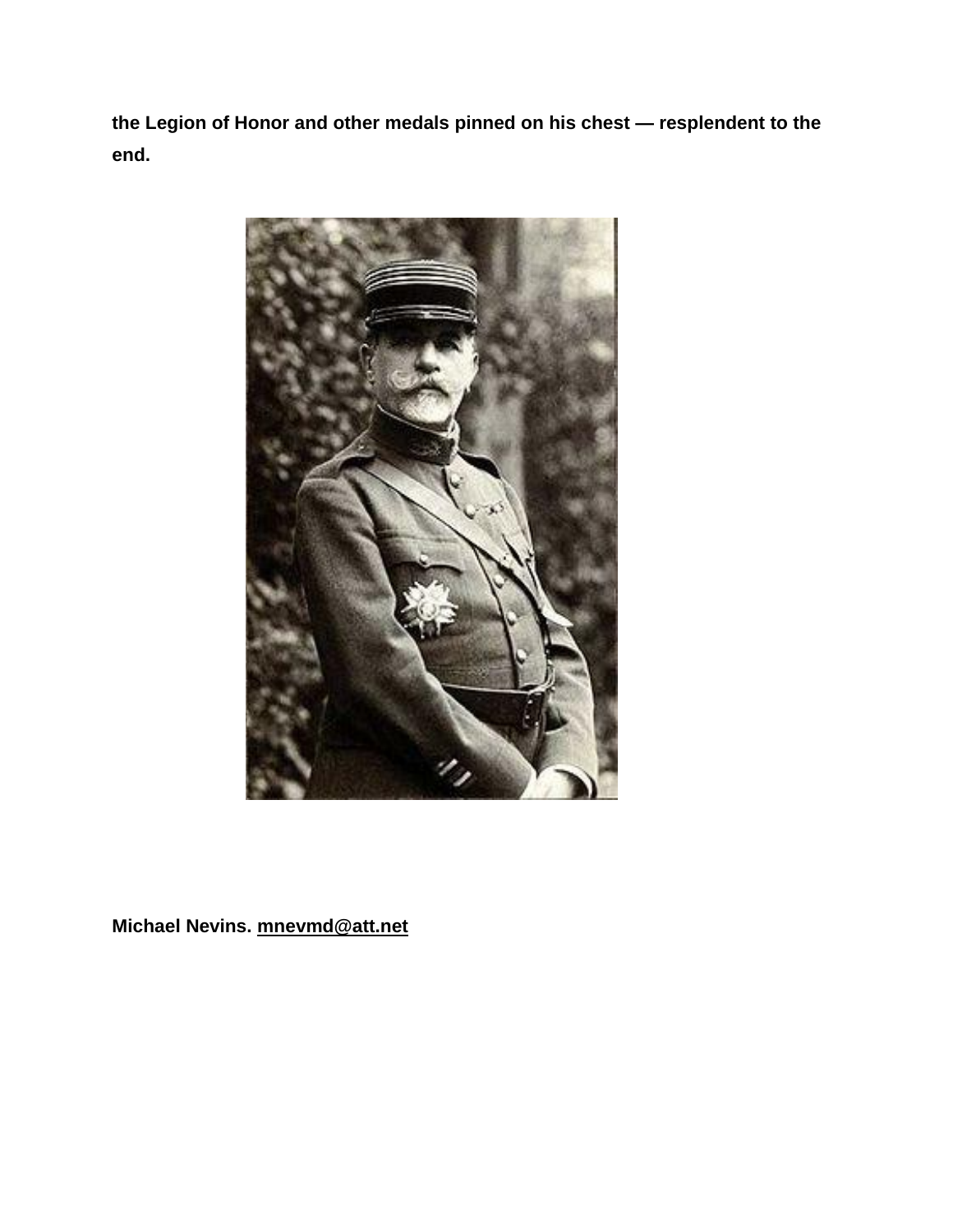**the Legion of Honor and other medals pinned on his chest — resplendent to the end.**

**Michael Nevins. mnevmd@att.net**